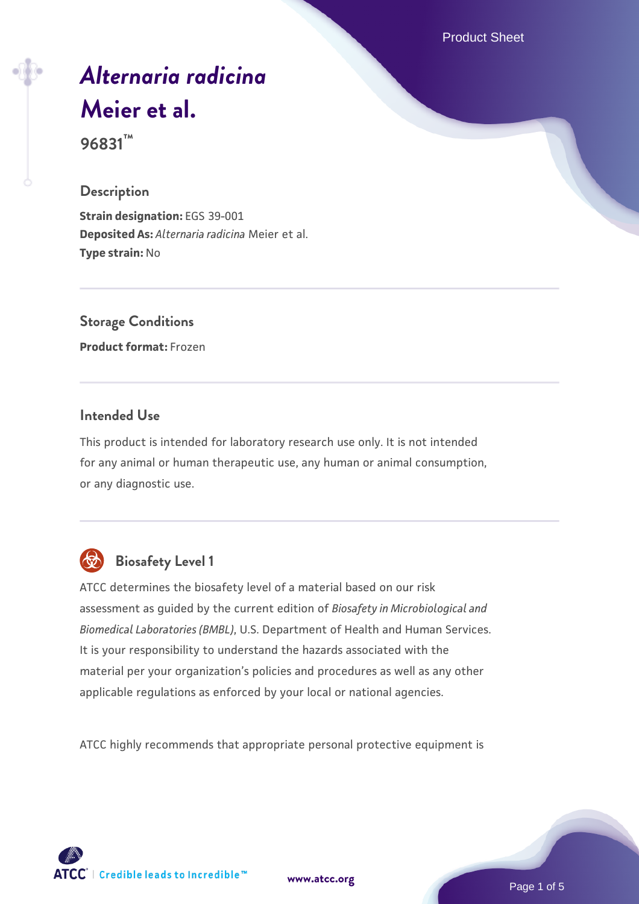# *Alternaria radicina* Meier et al.

**96831™**

## Description

**Strain designation:** EGS 39-001
**Deposited As:** *Alternaria radicina* Meier et al.
**Type strain:** No

## Storage Conditions

**Product format:** Frozen

## Intended Use

This product is intended for laboratory research use only. It is not intended for any animal or human therapeutic use, any human or animal consumption, or any diagnostic use.

## Biosafety Level 1

ATCC determines the biosafety level of a material based on our risk assessment as guided by the current edition of *Biosafety in Microbiological and Biomedical Laboratories (BMBL)*, U.S. Department of Health and Human Services. It is your responsibility to understand the hazards associated with the material per your organization's policies and procedures as well as any other applicable regulations as enforced by your local or national agencies.

ATCC highly recommends that appropriate personal protective equipment is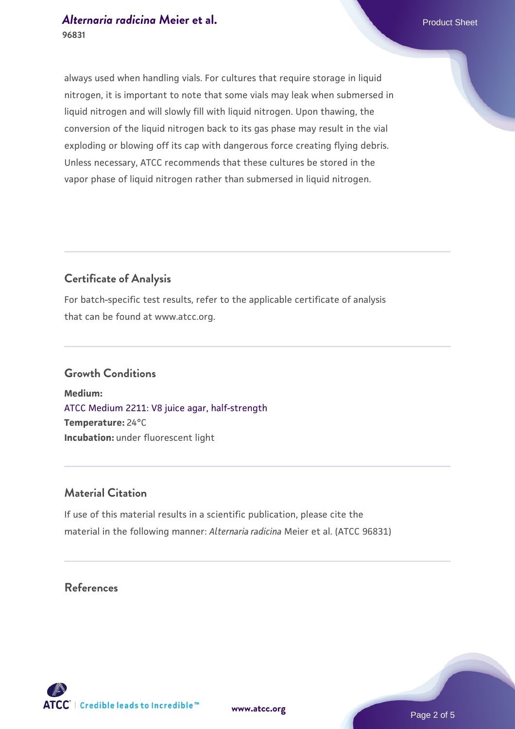always used when handling vials. For cultures that require storage in liquid nitrogen, it is important to note that some vials may leak when submersed in liquid nitrogen and will slowly fill with liquid nitrogen. Upon thawing, the conversion of the liquid nitrogen back to its gas phase may result in the vial exploding or blowing off its cap with dangerous force creating flying debris. Unless necessary, ATCC recommends that these cultures be stored in the vapor phase of liquid nitrogen rather than submersed in liquid nitrogen.

## Certificate of Analysis

For batch-specific test results, refer to the applicable certificate of analysis that can be found at www.atcc.org.

## Growth Conditions

**Medium:**
ATCC Medium 2211: V8 juice agar, half-strength
**Temperature:** 24°C
**Incubation:** under fluorescent light

## Material Citation

If use of this material results in a scientific publication, please cite the material in the following manner: *Alternaria radicina* Meier et al. (ATCC 96831)

## References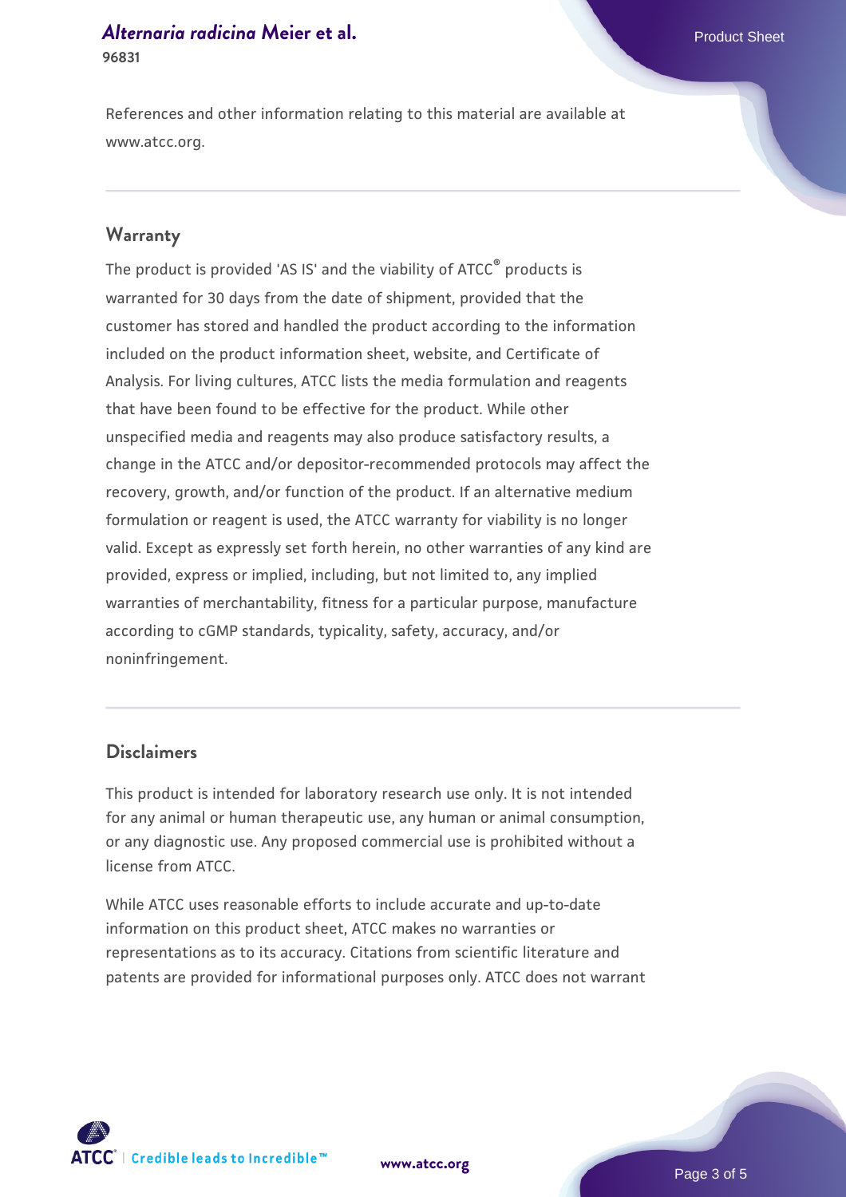References and other information relating to this material are available at www.atcc.org.

## Warranty

The product is provided 'AS IS' and the viability of ATCC® products is warranted for 30 days from the date of shipment, provided that the customer has stored and handled the product according to the information included on the product information sheet, website, and Certificate of Analysis. For living cultures, ATCC lists the media formulation and reagents that have been found to be effective for the product. While other unspecified media and reagents may also produce satisfactory results, a change in the ATCC and/or depositor-recommended protocols may affect the recovery, growth, and/or function of the product. If an alternative medium formulation or reagent is used, the ATCC warranty for viability is no longer valid. Except as expressly set forth herein, no other warranties of any kind are provided, express or implied, including, but not limited to, any implied warranties of merchantability, fitness for a particular purpose, manufacture according to cGMP standards, typicality, safety, accuracy, and/or noninfringement.

## Disclaimers

This product is intended for laboratory research use only. It is not intended for any animal or human therapeutic use, any human or animal consumption, or any diagnostic use. Any proposed commercial use is prohibited without a license from ATCC.

While ATCC uses reasonable efforts to include accurate and up-to-date information on this product sheet, ATCC makes no warranties or representations as to its accuracy. Citations from scientific literature and patents are provided for informational purposes only. ATCC does not warrant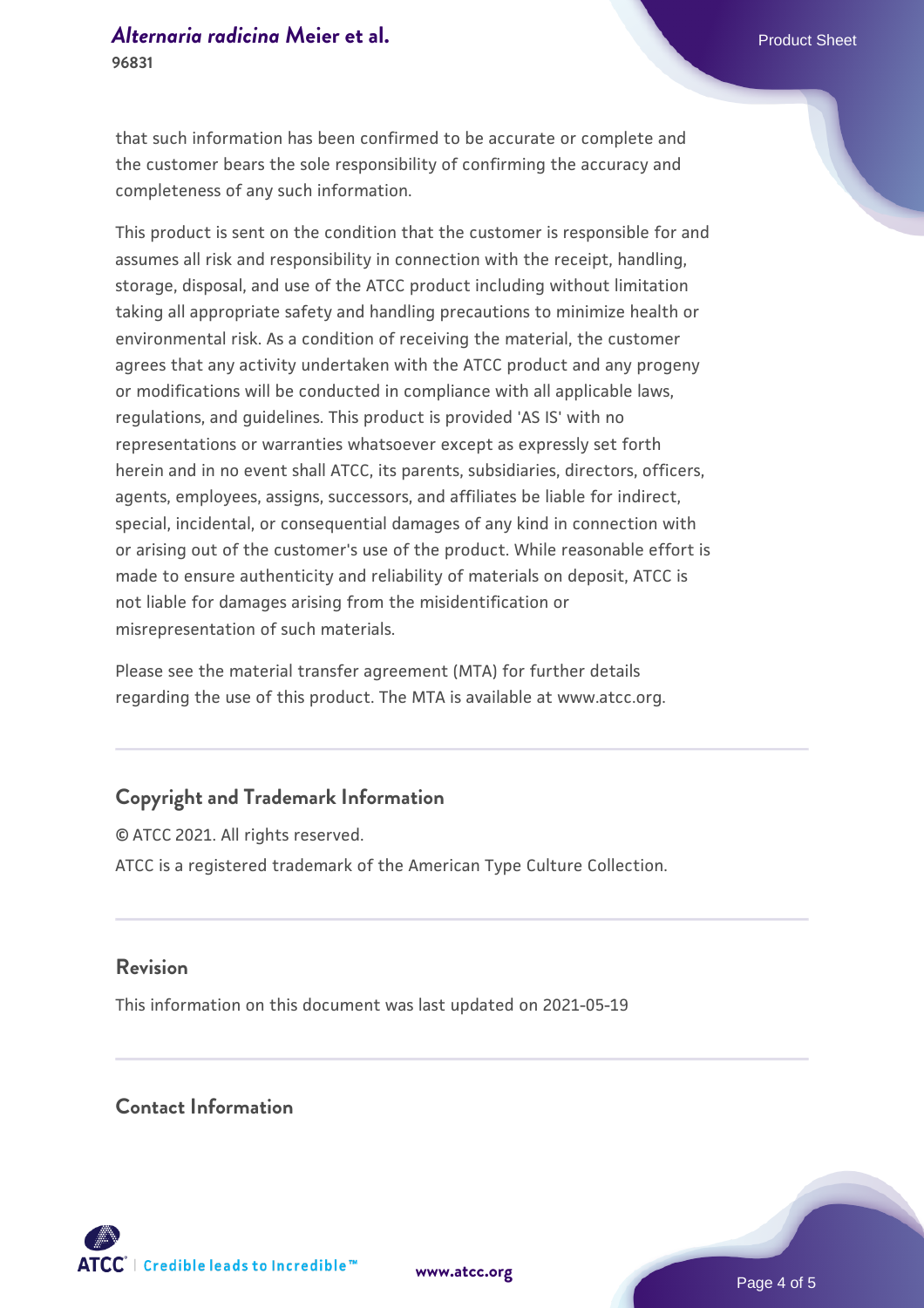that such information has been confirmed to be accurate or complete and the customer bears the sole responsibility of confirming the accuracy and completeness of any such information.

This product is sent on the condition that the customer is responsible for and assumes all risk and responsibility in connection with the receipt, handling, storage, disposal, and use of the ATCC product including without limitation taking all appropriate safety and handling precautions to minimize health or environmental risk. As a condition of receiving the material, the customer agrees that any activity undertaken with the ATCC product and any progeny or modifications will be conducted in compliance with all applicable laws, regulations, and guidelines. This product is provided 'AS IS' with no representations or warranties whatsoever except as expressly set forth herein and in no event shall ATCC, its parents, subsidiaries, directors, officers, agents, employees, assigns, successors, and affiliates be liable for indirect, special, incidental, or consequential damages of any kind in connection with or arising out of the customer's use of the product. While reasonable effort is made to ensure authenticity and reliability of materials on deposit, ATCC is not liable for damages arising from the misidentification or misrepresentation of such materials.

Please see the material transfer agreement (MTA) for further details regarding the use of this product. The MTA is available at www.atcc.org.

## Copyright and Trademark Information

© ATCC 2021. All rights reserved.

ATCC is a registered trademark of the American Type Culture Collection.

## Revision

This information on this document was last updated on 2021-05-19

## Contact Information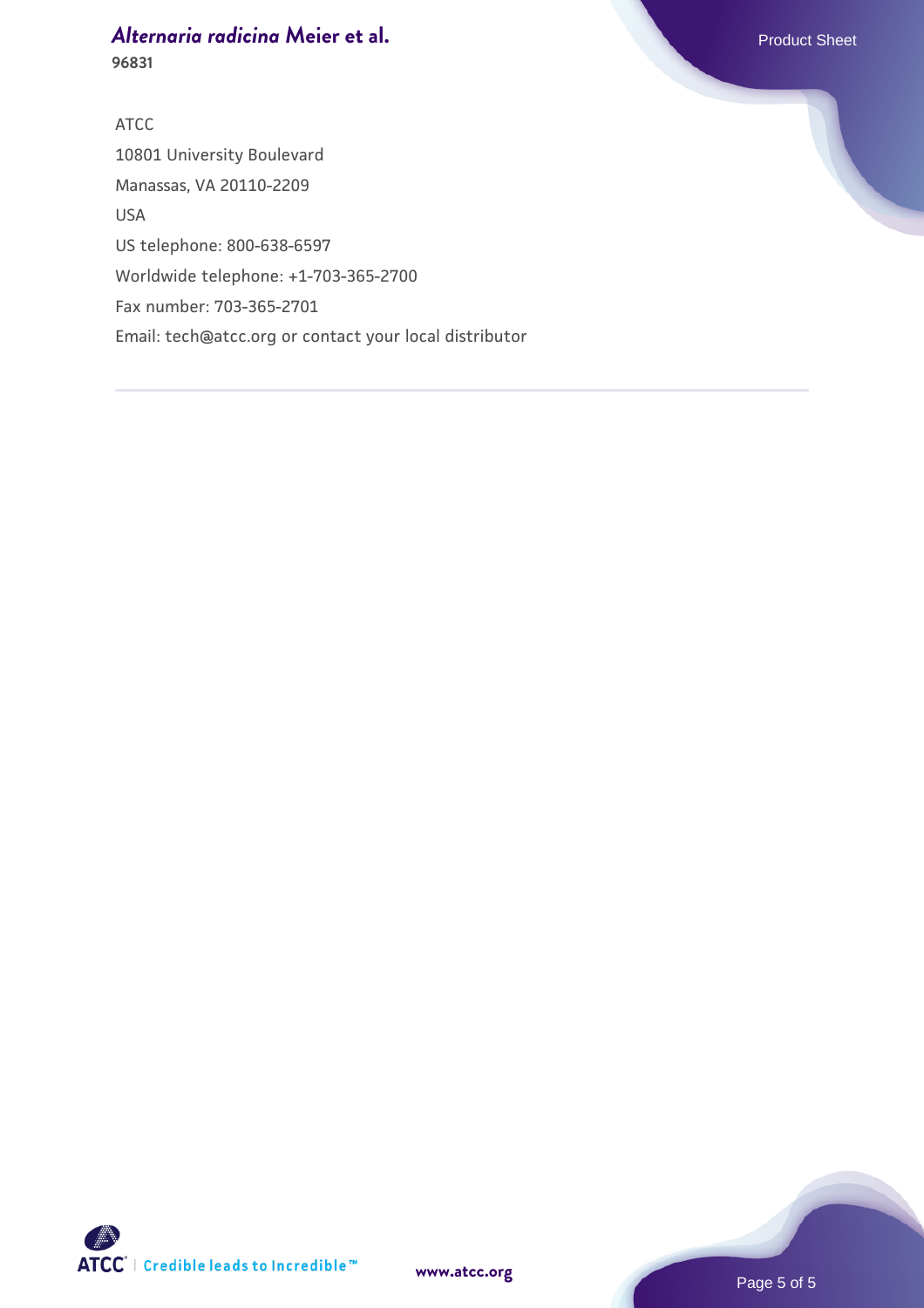ATCC

10801 University Boulevard

Manassas, VA 20110-2209

USA

US telephone: 800-638-6597

Worldwide telephone: +1-703-365-2700

Fax number: 703-365-2701

Email: tech@atcc.org or contact your local distributor